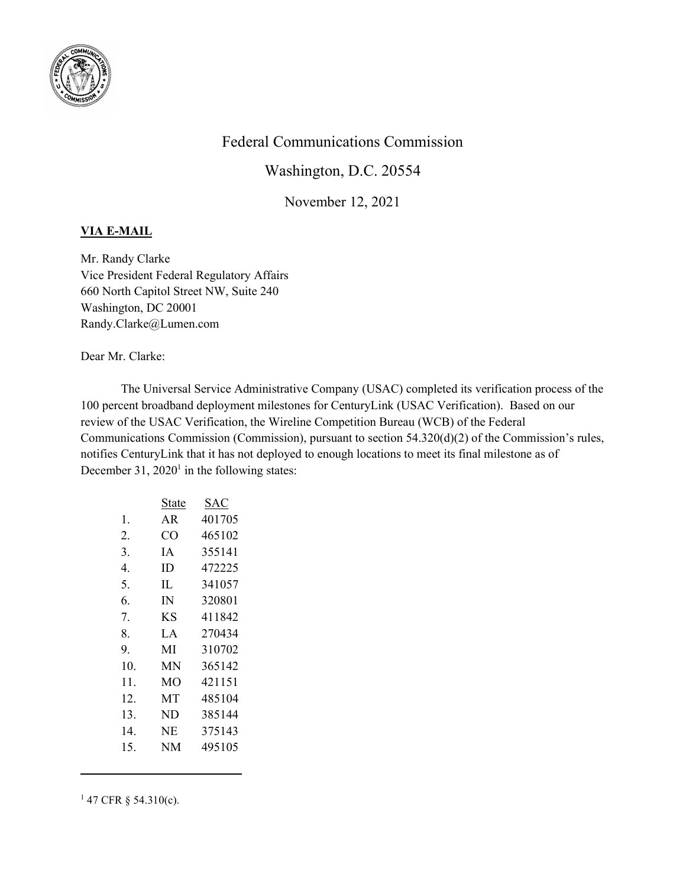Federal Communications Commission

Washington, D.C. 20554

November 12, 2021

**VIA E-MAIL**

Mr. Randy Clarke
Vice President Federal Regulatory Affairs
660 North Capitol Street NW, Suite 240
Washington, DC 20001
Randy.Clarke@Lumen.com

Dear Mr. Clarke:

The Universal Service Administrative Company (USAC) completed its verification process of the 100 percent broadband deployment milestones for CenturyLink (USAC Verification). Based on our review of the USAC Verification, the Wireline Competition Bureau (WCB) of the Federal Communications Commission (Commission), pursuant to section 54.320(d)(2) of the Commission's rules, notifies CenturyLink that it has not deployed to enough locations to meet its final milestone as of December 31, 2020[1] in the following states:

| | State | SAC |
|---|---|---|
| 1. | AR | 401705 |
| 2. | CO | 465102 |
| 3. | IA | 355141 |
| 4. | ID | 472225 |
| 5. | IL | 341057 |
| 6. | IN | 320801 |
| 7. | KS | 411842 |
| 8. | LA | 270434 |
| 9. | MI | 310702 |
| 10. | MN | 365142 |
| 11. | MO | 421151 |
| 12. | MT | 485104 |
| 13. | ND | 385144 |
| 14. | NE | 375143 |
| 15. | NM | 495105 |

[1] 47 CFR § 54.310(c).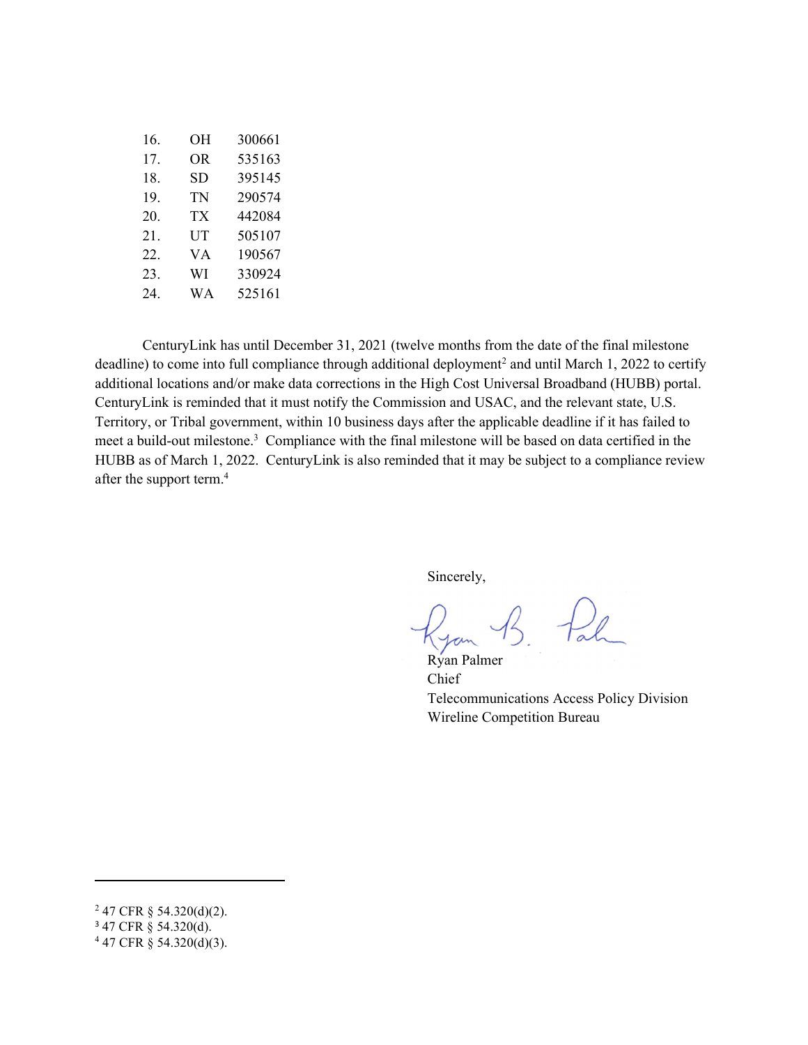| | | |
|---|---|---|
| 16. | OH | 300661 |
| 17. | OR | 535163 |
| 18. | SD | 395145 |
| 19. | TN | 290574 |
| 20. | TX | 442084 |
| 21. | UT | 505107 |
| 22. | VA | 190567 |
| 23. | WI | 330924 |
| 24. | WA | 525161 |

CenturyLink has until December 31, 2021 (twelve months from the date of the final milestone deadline) to come into full compliance through additional deployment[2] and until March 1, 2022 to certify additional locations and/or make data corrections in the High Cost Universal Broadband (HUBB) portal. CenturyLink is reminded that it must notify the Commission and USAC, and the relevant state, U.S. Territory, or Tribal government, within 10 business days after the applicable deadline if it has failed to meet a build-out milestone.[3] Compliance with the final milestone will be based on data certified in the HUBB as of March 1, 2022. CenturyLink is also reminded that it may be subject to a compliance review after the support term.[4]

Sincerely,

Ryan B. Palmer

Ryan Palmer
Chief
Telecommunications Access Policy Division
Wireline Competition Bureau

---

[2] 47 CFR § 54.320(d)(2).
[3] 47 CFR § 54.320(d).
[4] 47 CFR § 54.320(d)(3).